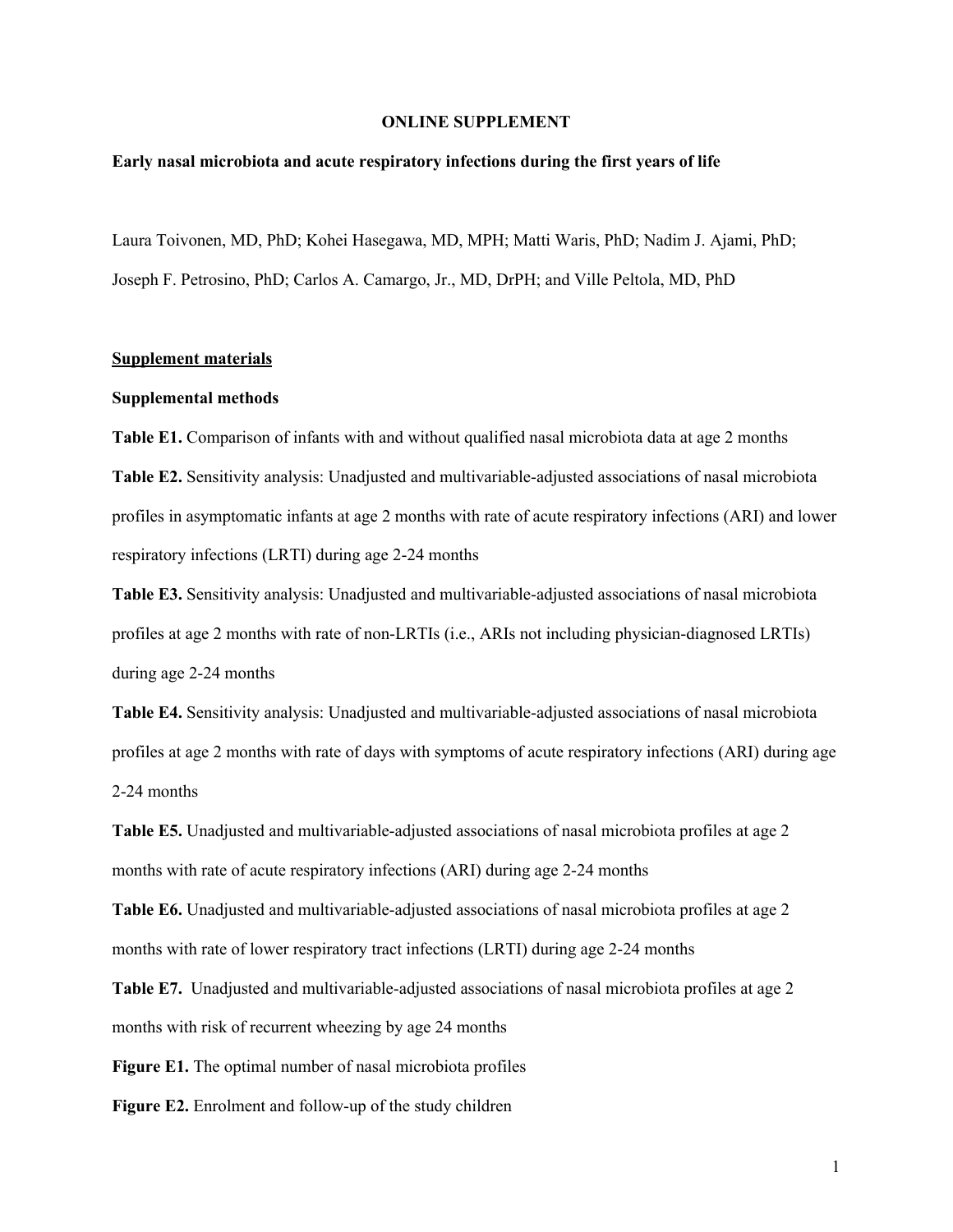# ONLINE SUPPLEMENT

## Early nasal microbiota and acute respiratory infections during the first years of life

Laura Toivonen, MD, PhD; Kohei Hasegawa, MD, MPH; Matti Waris, PhD; Nadim J. Ajami, PhD; Joseph F. Petrosino, PhD; Carlos A. Camargo, Jr., MD, DrPH; and Ville Peltola, MD, PhD

### Supplement materials

**Supplemental methods**

**Table E1.** Comparison of infants with and without qualified nasal microbiota data at age 2 months

**Table E2.** Sensitivity analysis: Unadjusted and multivariable-adjusted associations of nasal microbiota profiles in asymptomatic infants at age 2 months with rate of acute respiratory infections (ARI) and lower respiratory infections (LRTI) during age 2-24 months

**Table E3.** Sensitivity analysis: Unadjusted and multivariable-adjusted associations of nasal microbiota profiles at age 2 months with rate of non-LRTIs (i.e., ARIs not including physician-diagnosed LRTIs) during age 2-24 months

**Table E4.** Sensitivity analysis: Unadjusted and multivariable-adjusted associations of nasal microbiota profiles at age 2 months with rate of days with symptoms of acute respiratory infections (ARI) during age 2-24 months

**Table E5.** Unadjusted and multivariable-adjusted associations of nasal microbiota profiles at age 2 months with rate of acute respiratory infections (ARI) during age 2-24 months

**Table E6.** Unadjusted and multivariable-adjusted associations of nasal microbiota profiles at age 2 months with rate of lower respiratory tract infections (LRTI) during age 2-24 months

**Table E7.** Unadjusted and multivariable-adjusted associations of nasal microbiota profiles at age 2 months with risk of recurrent wheezing by age 24 months

**Figure E1.** The optimal number of nasal microbiota profiles

**Figure E2.** Enrolment and follow-up of the study children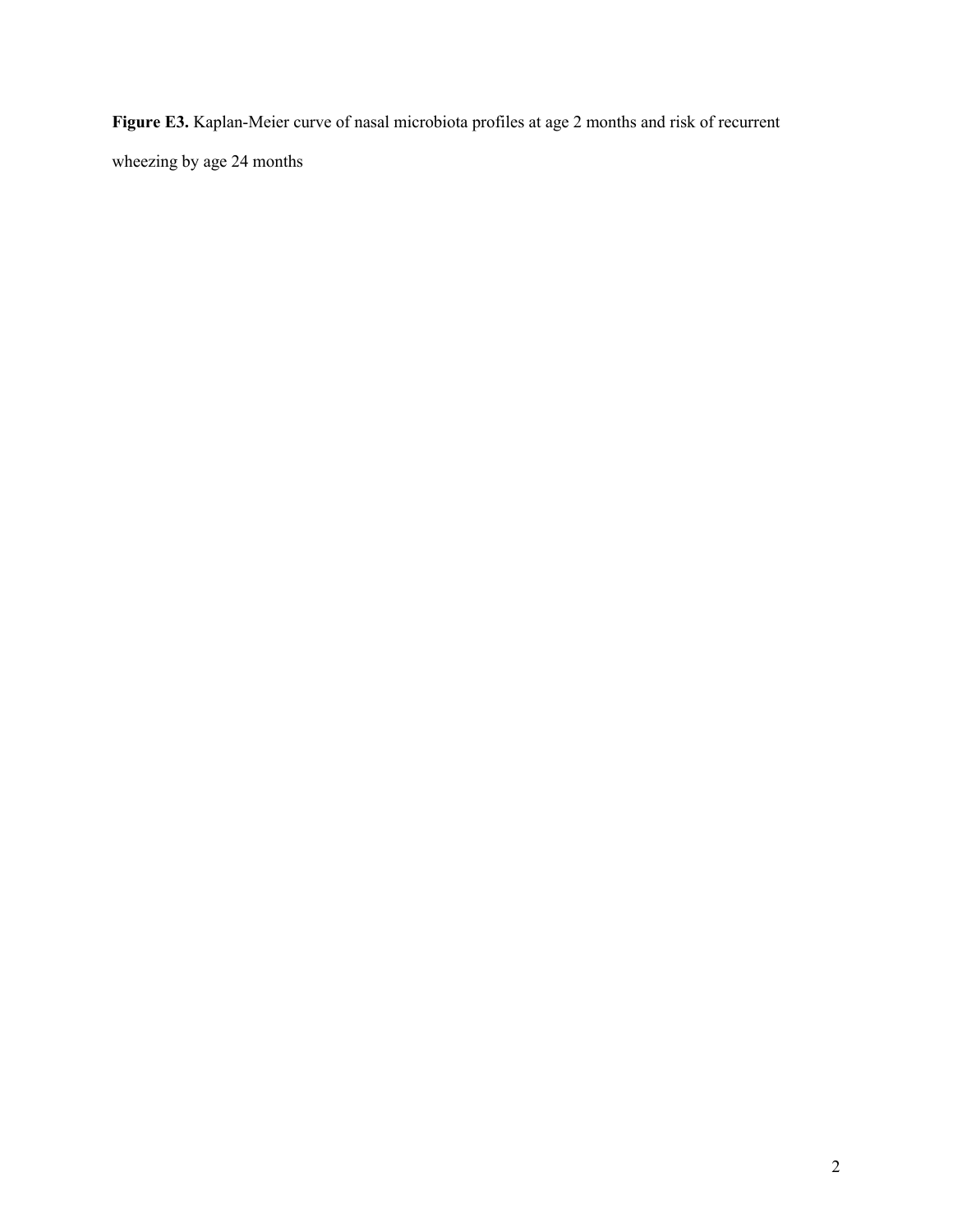**Figure E3.** Kaplan-Meier curve of nasal microbiota profiles at age 2 months and risk of recurrent wheezing by age 24 months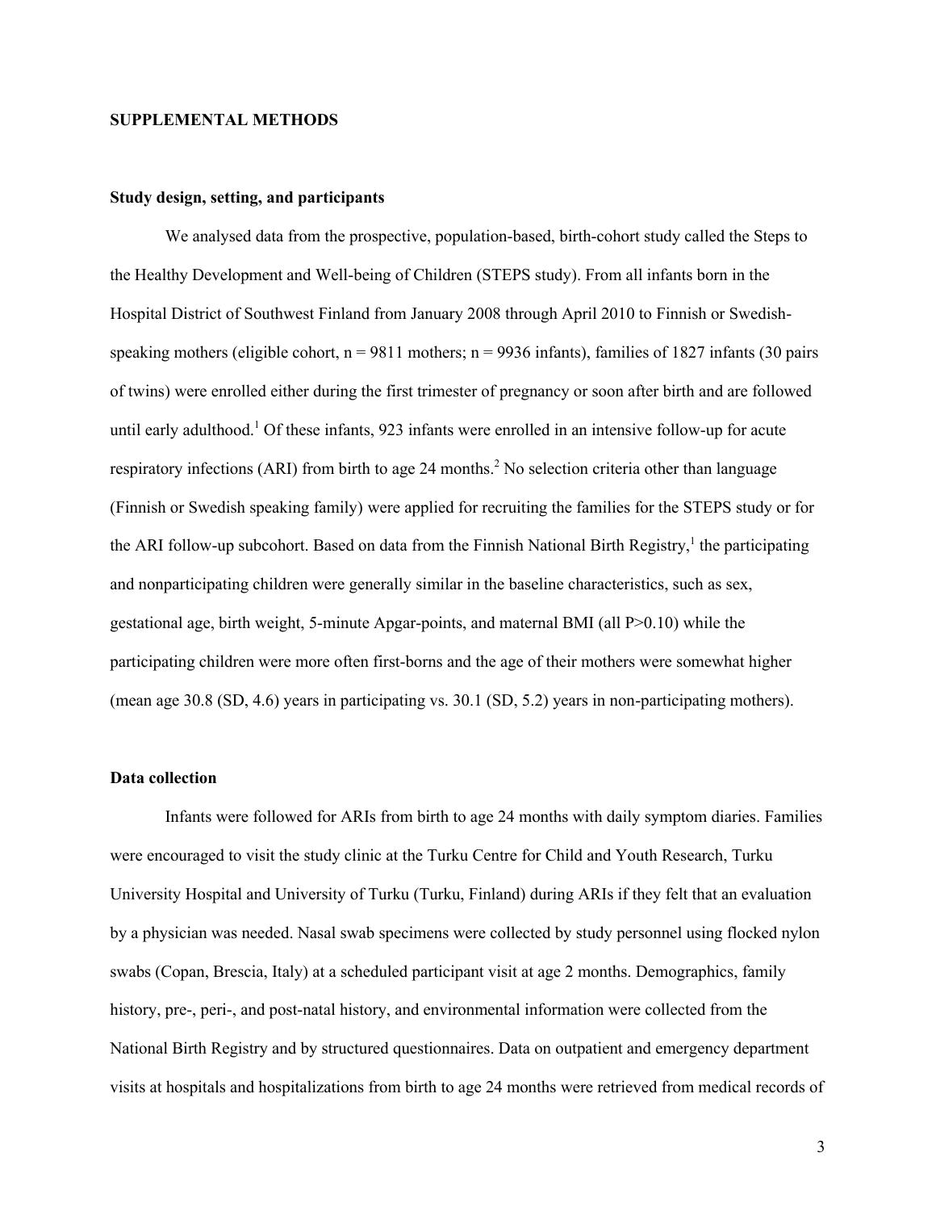## SUPPLEMENTAL METHODS

### Study design, setting, and participants

We analysed data from the prospective, population-based, birth-cohort study called the Steps to the Healthy Development and Well-being of Children (STEPS study). From all infants born in the Hospital District of Southwest Finland from January 2008 through April 2010 to Finnish or Swedish-speaking mothers (eligible cohort, n = 9811 mothers; n = 9936 infants), families of 1827 infants (30 pairs of twins) were enrolled either during the first trimester of pregnancy or soon after birth and are followed until early adulthood.[1] Of these infants, 923 infants were enrolled in an intensive follow-up for acute respiratory infections (ARI) from birth to age 24 months.[2] No selection criteria other than language (Finnish or Swedish speaking family) were applied for recruiting the families for the STEPS study or for the ARI follow-up subcohort. Based on data from the Finnish National Birth Registry,[1] the participating and nonparticipating children were generally similar in the baseline characteristics, such as sex, gestational age, birth weight, 5-minute Apgar-points, and maternal BMI (all P>0.10) while the participating children were more often first-borns and the age of their mothers were somewhat higher (mean age 30.8 (SD, 4.6) years in participating vs. 30.1 (SD, 5.2) years in non-participating mothers).

### Data collection

Infants were followed for ARIs from birth to age 24 months with daily symptom diaries. Families were encouraged to visit the study clinic at the Turku Centre for Child and Youth Research, Turku University Hospital and University of Turku (Turku, Finland) during ARIs if they felt that an evaluation by a physician was needed. Nasal swab specimens were collected by study personnel using flocked nylon swabs (Copan, Brescia, Italy) at a scheduled participant visit at age 2 months. Demographics, family history, pre-, peri-, and post-natal history, and environmental information were collected from the National Birth Registry and by structured questionnaires. Data on outpatient and emergency department visits at hospitals and hospitalizations from birth to age 24 months were retrieved from medical records of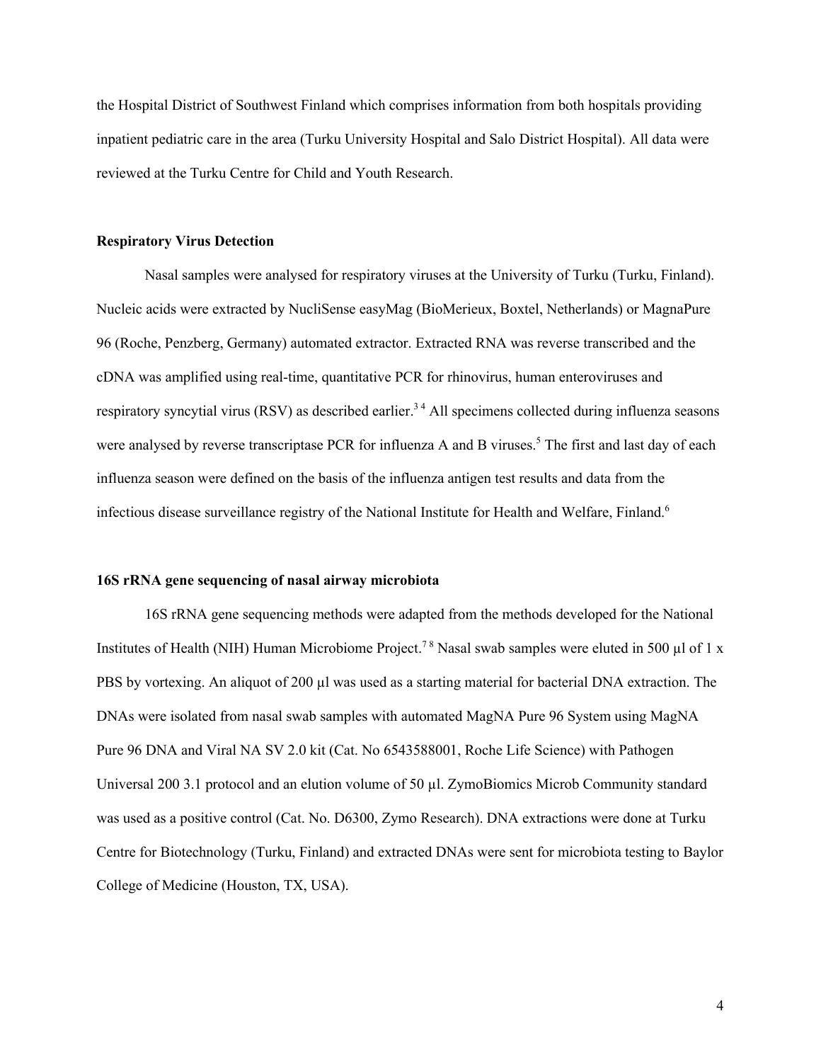the Hospital District of Southwest Finland which comprises information from both hospitals providing inpatient pediatric care in the area (Turku University Hospital and Salo District Hospital). All data were reviewed at the Turku Centre for Child and Youth Research.

**Respiratory Virus Detection**

Nasal samples were analysed for respiratory viruses at the University of Turku (Turku, Finland). Nucleic acids were extracted by NucliSense easyMag (BioMerieux, Boxtel, Netherlands) or MagnaPure 96 (Roche, Penzberg, Germany) automated extractor. Extracted RNA was reverse transcribed and the cDNA was amplified using real-time, quantitative PCR for rhinovirus, human enteroviruses and respiratory syncytial virus (RSV) as described earlier.[3 4] All specimens collected during influenza seasons were analysed by reverse transcriptase PCR for influenza A and B viruses.[5] The first and last day of each influenza season were defined on the basis of the influenza antigen test results and data from the infectious disease surveillance registry of the National Institute for Health and Welfare, Finland.[6]

**16S rRNA gene sequencing of nasal airway microbiota**

16S rRNA gene sequencing methods were adapted from the methods developed for the National Institutes of Health (NIH) Human Microbiome Project.[7 8] Nasal swab samples were eluted in 500 µl of 1 x PBS by vortexing. An aliquot of 200 µl was used as a starting material for bacterial DNA extraction. The DNAs were isolated from nasal swab samples with automated MagNA Pure 96 System using MagNA Pure 96 DNA and Viral NA SV 2.0 kit (Cat. No 6543588001, Roche Life Science) with Pathogen Universal 200 3.1 protocol and an elution volume of 50 µl. ZymoBiomics Microb Community standard was used as a positive control (Cat. No. D6300, Zymo Research). DNA extractions were done at Turku Centre for Biotechnology (Turku, Finland) and extracted DNAs were sent for microbiota testing to Baylor College of Medicine (Houston, TX, USA).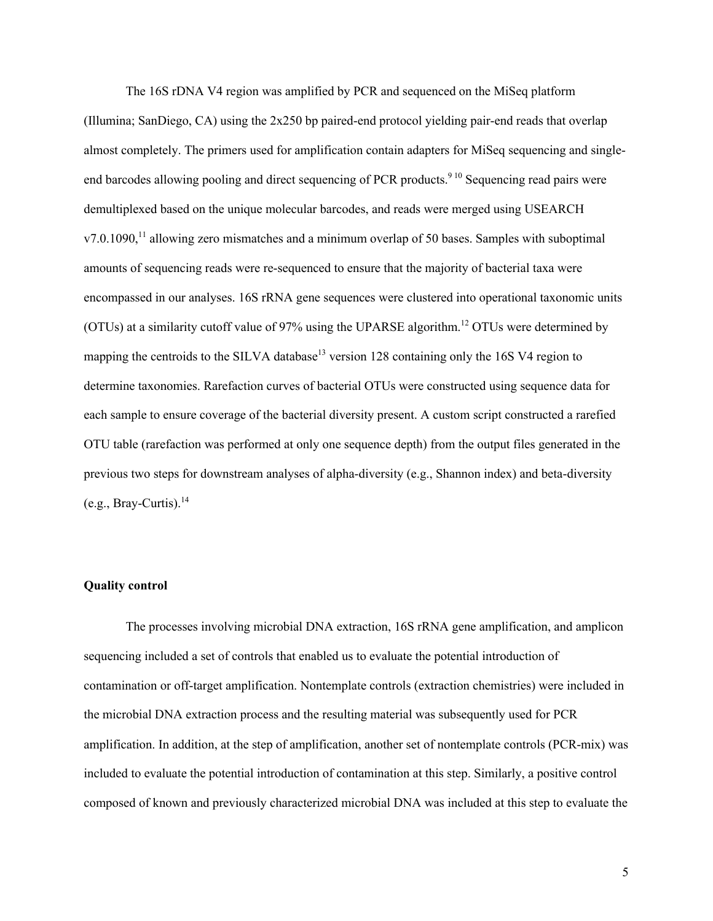The 16S rDNA V4 region was amplified by PCR and sequenced on the MiSeq platform (Illumina; SanDiego, CA) using the 2x250 bp paired-end protocol yielding pair-end reads that overlap almost completely. The primers used for amplification contain adapters for MiSeq sequencing and single-end barcodes allowing pooling and direct sequencing of PCR products.[9 10] Sequencing read pairs were demultiplexed based on the unique molecular barcodes, and reads were merged using USEARCH v7.0.1090,[11] allowing zero mismatches and a minimum overlap of 50 bases. Samples with suboptimal amounts of sequencing reads were re-sequenced to ensure that the majority of bacterial taxa were encompassed in our analyses. 16S rRNA gene sequences were clustered into operational taxonomic units (OTUs) at a similarity cutoff value of 97% using the UPARSE algorithm.[12] OTUs were determined by mapping the centroids to the SILVA database[13] version 128 containing only the 16S V4 region to determine taxonomies. Rarefaction curves of bacterial OTUs were constructed using sequence data for each sample to ensure coverage of the bacterial diversity present. A custom script constructed a rarefied OTU table (rarefaction was performed at only one sequence depth) from the output files generated in the previous two steps for downstream analyses of alpha-diversity (e.g., Shannon index) and beta-diversity (e.g., Bray-Curtis).[14]

**Quality control**

The processes involving microbial DNA extraction, 16S rRNA gene amplification, and amplicon sequencing included a set of controls that enabled us to evaluate the potential introduction of contamination or off-target amplification. Nontemplate controls (extraction chemistries) were included in the microbial DNA extraction process and the resulting material was subsequently used for PCR amplification. In addition, at the step of amplification, another set of nontemplate controls (PCR-mix) was included to evaluate the potential introduction of contamination at this step. Similarly, a positive control composed of known and previously characterized microbial DNA was included at this step to evaluate the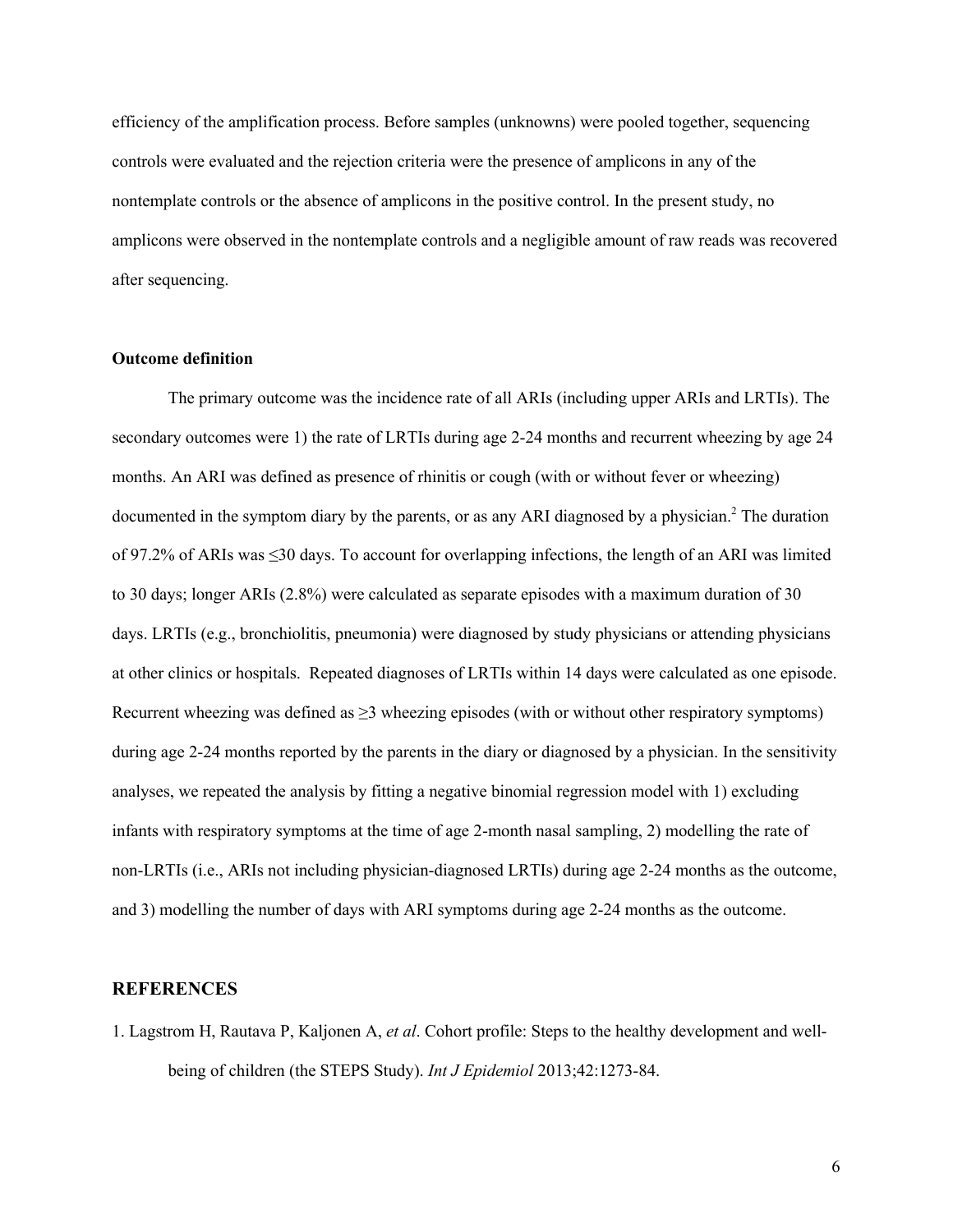efficiency of the amplification process. Before samples (unknowns) were pooled together, sequencing controls were evaluated and the rejection criteria were the presence of amplicons in any of the nontemplate controls or the absence of amplicons in the positive control. In the present study, no amplicons were observed in the nontemplate controls and a negligible amount of raw reads was recovered after sequencing.

**Outcome definition**

The primary outcome was the incidence rate of all ARIs (including upper ARIs and LRTIs). The secondary outcomes were 1) the rate of LRTIs during age 2-24 months and recurrent wheezing by age 24 months. An ARI was defined as presence of rhinitis or cough (with or without fever or wheezing) documented in the symptom diary by the parents, or as any ARI diagnosed by a physician.[2] The duration of 97.2% of ARIs was ≤30 days. To account for overlapping infections, the length of an ARI was limited to 30 days; longer ARIs (2.8%) were calculated as separate episodes with a maximum duration of 30 days. LRTIs (e.g., bronchiolitis, pneumonia) were diagnosed by study physicians or attending physicians at other clinics or hospitals. Repeated diagnoses of LRTIs within 14 days were calculated as one episode. Recurrent wheezing was defined as ≥3 wheezing episodes (with or without other respiratory symptoms) during age 2-24 months reported by the parents in the diary or diagnosed by a physician. In the sensitivity analyses, we repeated the analysis by fitting a negative binomial regression model with 1) excluding infants with respiratory symptoms at the time of age 2-month nasal sampling, 2) modelling the rate of non-LRTIs (i.e., ARIs not including physician-diagnosed LRTIs) during age 2-24 months as the outcome, and 3) modelling the number of days with ARI symptoms during age 2-24 months as the outcome.

## REFERENCES

1. Lagstrom H, Rautava P, Kaljonen A, *et al*. Cohort profile: Steps to the healthy development and well-being of children (the STEPS Study). *Int J Epidemiol* 2013;42:1273-84.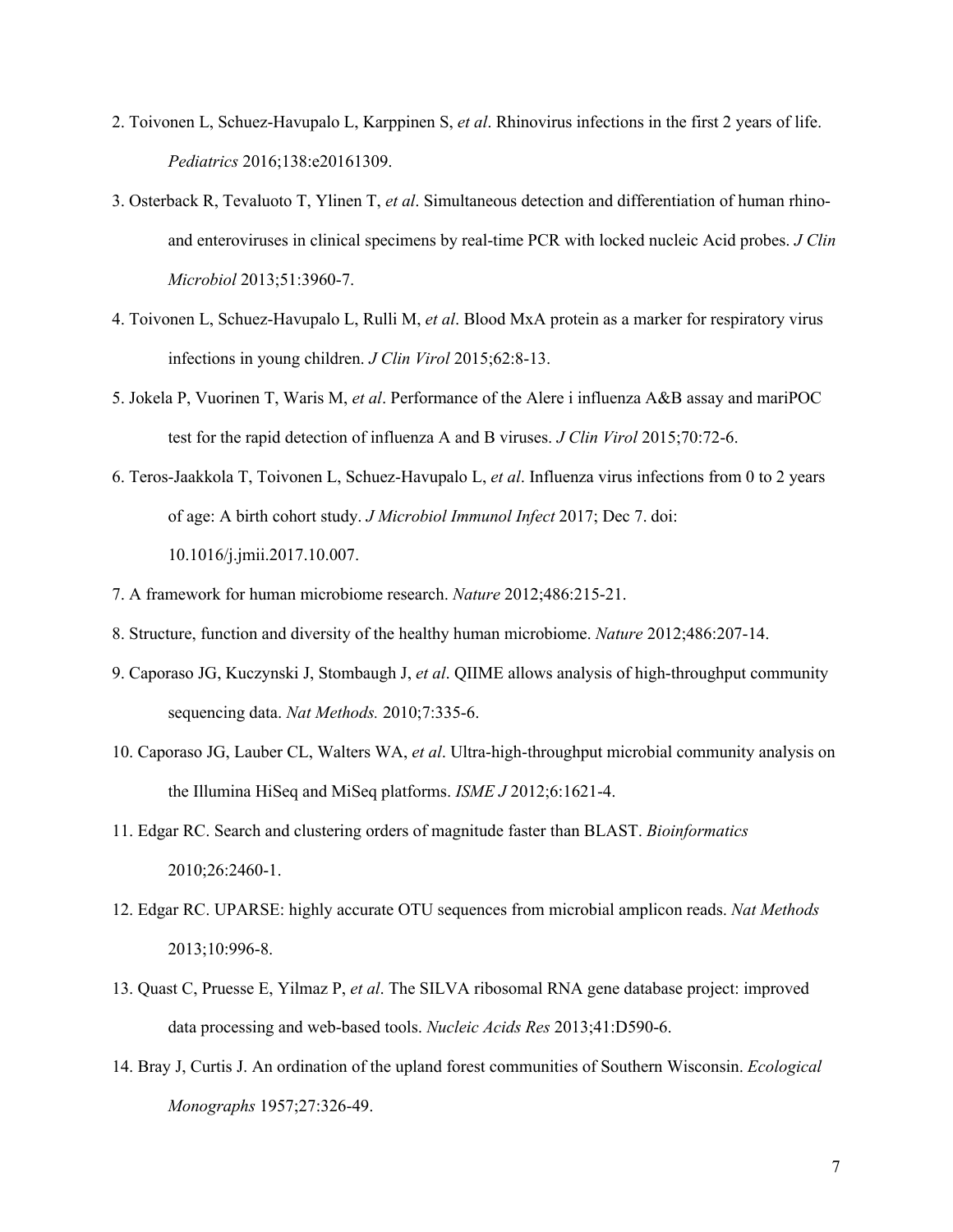2. Toivonen L, Schuez-Havupalo L, Karppinen S, *et al*. Rhinovirus infections in the first 2 years of life. *Pediatrics* 2016;138:e20161309.

3. Osterback R, Tevaluoto T, Ylinen T, *et al*. Simultaneous detection and differentiation of human rhino- and enteroviruses in clinical specimens by real-time PCR with locked nucleic Acid probes. *J Clin Microbiol* 2013;51:3960-7.

4. Toivonen L, Schuez-Havupalo L, Rulli M, *et al*. Blood MxA protein as a marker for respiratory virus infections in young children. *J Clin Virol* 2015;62:8-13.

5. Jokela P, Vuorinen T, Waris M, *et al*. Performance of the Alere i influenza A&B assay and mariPOC test for the rapid detection of influenza A and B viruses. *J Clin Virol* 2015;70:72-6.

6. Teros-Jaakkola T, Toivonen L, Schuez-Havupalo L, *et al*. Influenza virus infections from 0 to 2 years of age: A birth cohort study. *J Microbiol Immunol Infect* 2017; Dec 7. doi: 10.1016/j.jmii.2017.10.007.

7. A framework for human microbiome research. *Nature* 2012;486:215-21.

8. Structure, function and diversity of the healthy human microbiome. *Nature* 2012;486:207-14.

9. Caporaso JG, Kuczynski J, Stombaugh J, *et al*. QIIME allows analysis of high-throughput community sequencing data. *Nat Methods.* 2010;7:335-6.

10. Caporaso JG, Lauber CL, Walters WA, *et al*. Ultra-high-throughput microbial community analysis on the Illumina HiSeq and MiSeq platforms. *ISME J* 2012;6:1621-4.

11. Edgar RC. Search and clustering orders of magnitude faster than BLAST. *Bioinformatics* 2010;26:2460-1.

12. Edgar RC. UPARSE: highly accurate OTU sequences from microbial amplicon reads. *Nat Methods* 2013;10:996-8.

13. Quast C, Pruesse E, Yilmaz P, *et al*. The SILVA ribosomal RNA gene database project: improved data processing and web-based tools. *Nucleic Acids Res* 2013;41:D590-6.

14. Bray J, Curtis J. An ordination of the upland forest communities of Southern Wisconsin. *Ecological Monographs* 1957;27:326-49.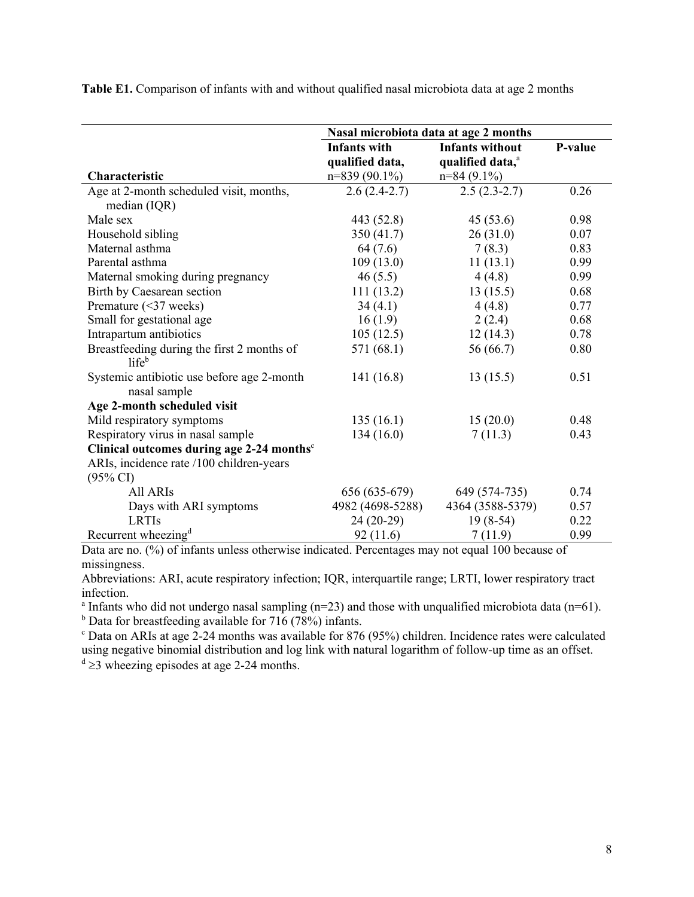**Table E1.** Comparison of infants with and without qualified nasal microbiota data at age 2 months

| | Nasal microbiota data at age 2 months | | |
|---|---|---|---|
| **Characteristic** | **Infants with qualified data,** n=839 (90.1%) | **Infants without qualified data,**[a] n=84 (9.1%) | **P-value** |
| Age at 2-month scheduled visit, months, median (IQR) | 2.6 (2.4-2.7) | 2.5 (2.3-2.7) | 0.26 |
| Male sex | 443 (52.8) | 45 (53.6) | 0.98 |
| Household sibling | 350 (41.7) | 26 (31.0) | 0.07 |
| Maternal asthma | 64 (7.6) | 7 (8.3) | 0.83 |
| Parental asthma | 109 (13.0) | 11 (13.1) | 0.99 |
| Maternal smoking during pregnancy | 46 (5.5) | 4 (4.8) | 0.99 |
| Birth by Caesarean section | 111 (13.2) | 13 (15.5) | 0.68 |
| Premature (<37 weeks) | 34 (4.1) | 4 (4.8) | 0.77 |
| Small for gestational age | 16 (1.9) | 2 (2.4) | 0.68 |
| Intrapartum antibiotics | 105 (12.5) | 12 (14.3) | 0.78 |
| Breastfeeding during the first 2 months of life[b] | 571 (68.1) | 56 (66.7) | 0.80 |
| Systemic antibiotic use before age 2-month nasal sample | 141 (16.8) | 13 (15.5) | 0.51 |
| **Age 2-month scheduled visit** | | | |
| Mild respiratory symptoms | 135 (16.1) | 15 (20.0) | 0.48 |
| Respiratory virus in nasal sample | 134 (16.0) | 7 (11.3) | 0.43 |
| **Clinical outcomes during age 2-24 months**[c] | | | |
| ARIs, incidence rate /100 children-years (95% CI) | | | |
| All ARIs | 656 (635-679) | 649 (574-735) | 0.74 |
| Days with ARI symptoms | 4982 (4698-5288) | 4364 (3588-5379) | 0.57 |
| LRTIs | 24 (20-29) | 19 (8-54) | 0.22 |
| Recurrent wheezing[d] | 92 (11.6) | 7 (11.9) | 0.99 |

Data are no. (%) of infants unless otherwise indicated. Percentages may not equal 100 because of missingness.

Abbreviations: ARI, acute respiratory infection; IQR, interquartile range; LRTI, lower respiratory tract infection.

[a] Infants who did not undergo nasal sampling (n=23) and those with unqualified microbiota data (n=61).

[b] Data for breastfeeding available for 716 (78%) infants.

[c] Data on ARIs at age 2-24 months was available for 876 (95%) children. Incidence rates were calculated using negative binomial distribution and log link with natural logarithm of follow-up time as an offset.

[d] ≥3 wheezing episodes at age 2-24 months.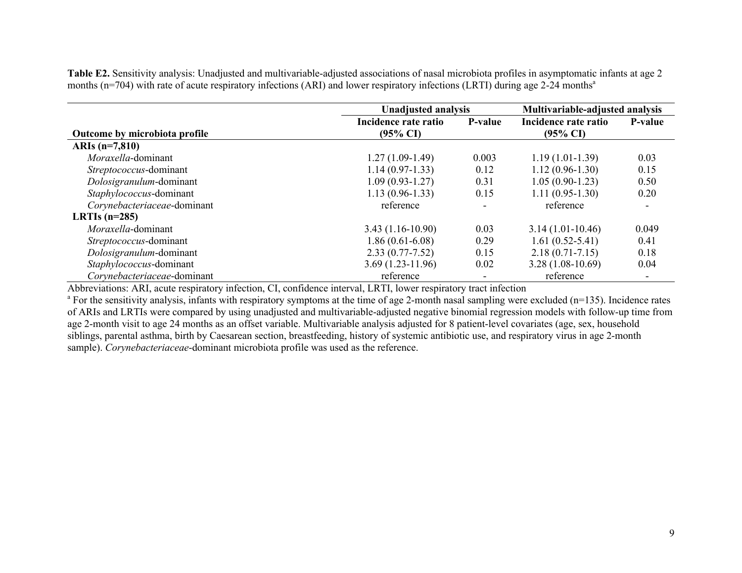**Table E2.** Sensitivity analysis: Unadjusted and multivariable-adjusted associations of nasal microbiota profiles in asymptomatic infants at age 2 months (n=704) with rate of acute respiratory infections (ARI) and lower respiratory infections (LRTI) during age 2-24 months[a]

| | Unadjusted analysis | | Multivariable-adjusted analysis | |
|---|---|---|---|---|
| Outcome by microbiota profile | Incidence rate ratio (95% CI) | P-value | Incidence rate ratio (95% CI) | P-value |
| **ARIs (n=7,810)** | | | | |
| *Moraxella*-dominant | 1.27 (1.09-1.49) | 0.003 | 1.19 (1.01-1.39) | 0.03 |
| *Streptococcus*-dominant | 1.14 (0.97-1.33) | 0.12 | 1.12 (0.96-1.30) | 0.15 |
| *Dolosigranulum*-dominant | 1.09 (0.93-1.27) | 0.31 | 1.05 (0.90-1.23) | 0.50 |
| *Staphylococcus*-dominant | 1.13 (0.96-1.33) | 0.15 | 1.11 (0.95-1.30) | 0.20 |
| *Corynebacteriaceae*-dominant | reference | - | reference | - |
| **LRTIs (n=285)** | | | | |
| *Moraxella*-dominant | 3.43 (1.16-10.90) | 0.03 | 3.14 (1.01-10.46) | 0.049 |
| *Streptococcus*-dominant | 1.86 (0.61-6.08) | 0.29 | 1.61 (0.52-5.41) | 0.41 |
| *Dolosigranulum*-dominant | 2.33 (0.77-7.52) | 0.15 | 2.18 (0.71-7.15) | 0.18 |
| *Staphylococcus*-dominant | 3.69 (1.23-11.96) | 0.02 | 3.28 (1.08-10.69) | 0.04 |
| *Corynebacteriaceae*-dominant | reference | - | reference | - |

Abbreviations: ARI, acute respiratory infection, CI, confidence interval, LRTI, lower respiratory tract infection

[a] For the sensitivity analysis, infants with respiratory symptoms at the time of age 2-month nasal sampling were excluded (n=135). Incidence rates of ARIs and LRTIs were compared by using unadjusted and multivariable-adjusted negative binomial regression models with follow-up time from age 2-month visit to age 24 months as an offset variable. Multivariable analysis adjusted for 8 patient-level covariates (age, sex, household siblings, parental asthma, birth by Caesarean section, breastfeeding, history of systemic antibiotic use, and respiratory virus in age 2-month sample). *Corynebacteriaceae*-dominant microbiota profile was used as the reference.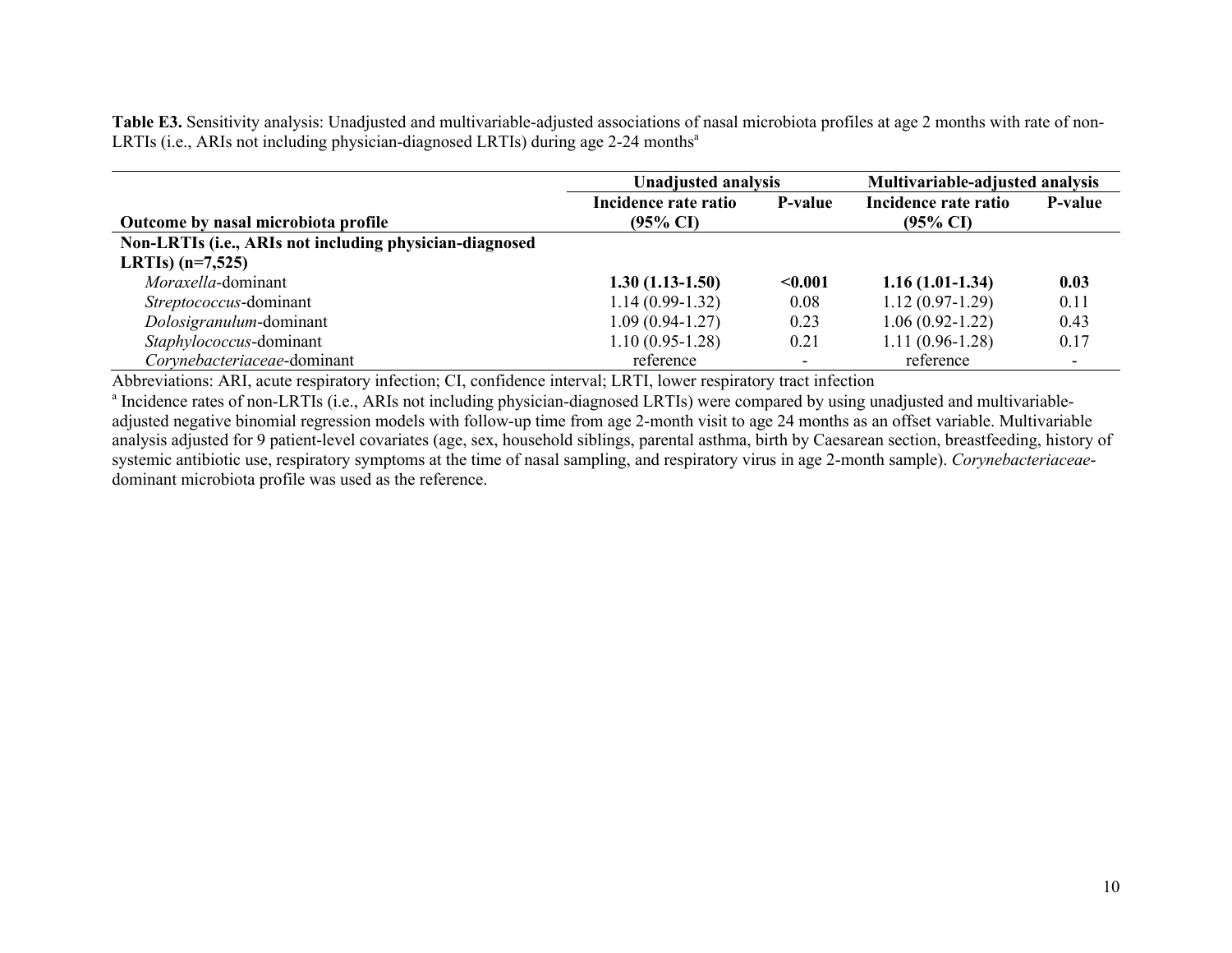**Table E3.** Sensitivity analysis: Unadjusted and multivariable-adjusted associations of nasal microbiota profiles at age 2 months with rate of non-LRTIs (i.e., ARIs not including physician-diagnosed LRTIs) during age 2-24 months[a]

| | Unadjusted analysis | | Multivariable-adjusted analysis | |
|---|---|---|---|---|
| **Outcome by nasal microbiota profile** | **Incidence rate ratio (95% CI)** | **P-value** | **Incidence rate ratio (95% CI)** | **P-value** |
| **Non-LRTIs (i.e., ARIs not including physician-diagnosed LRTIs) (n=7,525)** | | | | |
| *Moraxella*-dominant | **1.30 (1.13-1.50)** | **<0.001** | **1.16 (1.01-1.34)** | **0.03** |
| *Streptococcus*-dominant | 1.14 (0.99-1.32) | 0.08 | 1.12 (0.97-1.29) | 0.11 |
| *Dolosigranulum*-dominant | 1.09 (0.94-1.27) | 0.23 | 1.06 (0.92-1.22) | 0.43 |
| *Staphylococcus*-dominant | 1.10 (0.95-1.28) | 0.21 | 1.11 (0.96-1.28) | 0.17 |
| *Corynebacteriaceae*-dominant | reference | - | reference | - |

Abbreviations: ARI, acute respiratory infection; CI, confidence interval; LRTI, lower respiratory tract infection

[a] Incidence rates of non-LRTIs (i.e., ARIs not including physician-diagnosed LRTIs) were compared by using unadjusted and multivariable-adjusted negative binomial regression models with follow-up time from age 2-month visit to age 24 months as an offset variable. Multivariable analysis adjusted for 9 patient-level covariates (age, sex, household siblings, parental asthma, birth by Caesarean section, breastfeeding, history of systemic antibiotic use, respiratory symptoms at the time of nasal sampling, and respiratory virus in age 2-month sample). *Corynebacteriaceae*-dominant microbiota profile was used as the reference.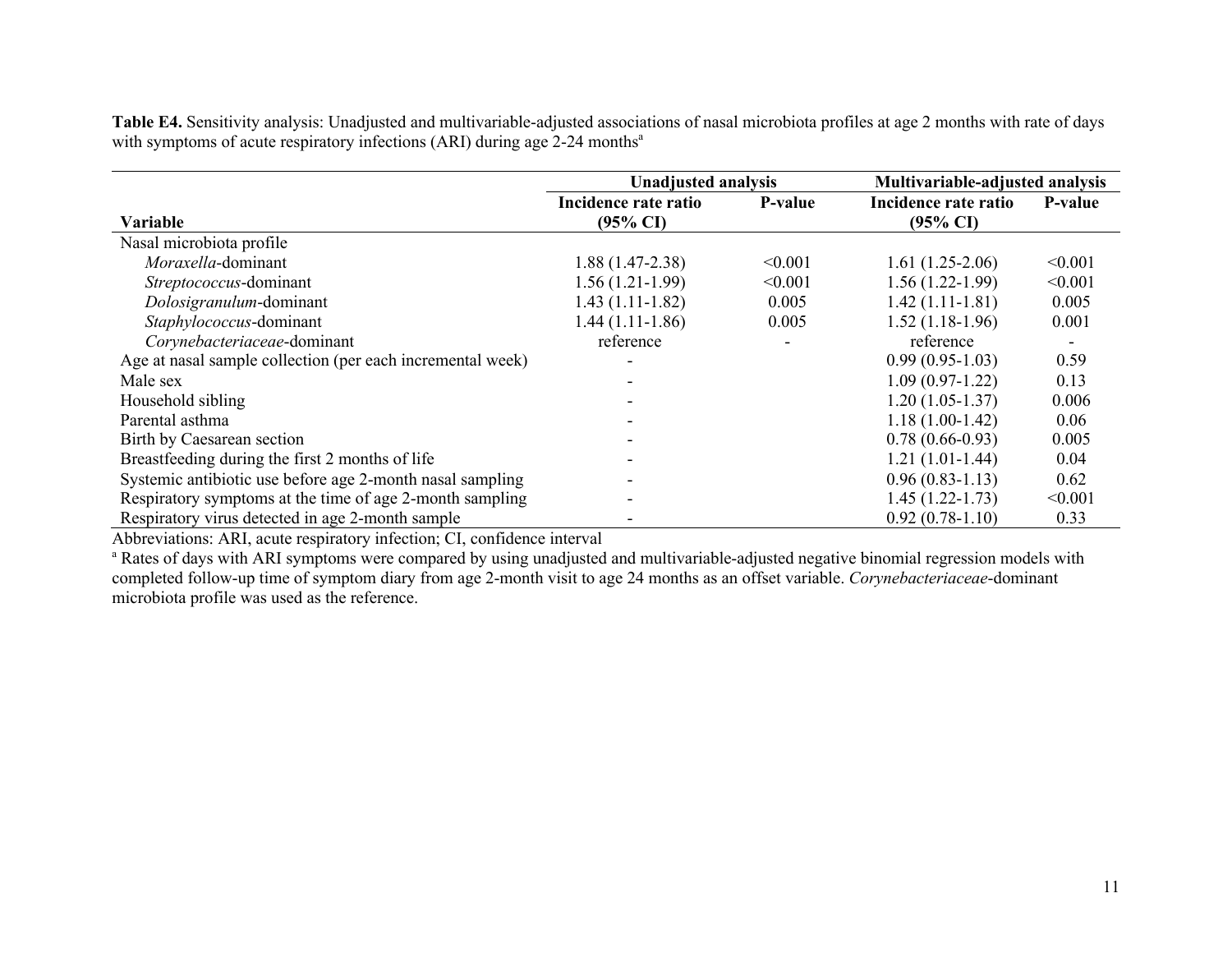**Table E4.** Sensitivity analysis: Unadjusted and multivariable-adjusted associations of nasal microbiota profiles at age 2 months with rate of days with symptoms of acute respiratory infections (ARI) during age 2-24 months[a]

| Variable | Unadjusted analysis | | Multivariable-adjusted analysis | |
|---|---|---|---|---|
| | Incidence rate ratio (95% CI) | P-value | Incidence rate ratio (95% CI) | P-value |
| Nasal microbiota profile | | | | |
| *Moraxella*-dominant | 1.88 (1.47-2.38) | <0.001 | 1.61 (1.25-2.06) | <0.001 |
| *Streptococcus*-dominant | 1.56 (1.21-1.99) | <0.001 | 1.56 (1.22-1.99) | <0.001 |
| *Dolosigranulum*-dominant | 1.43 (1.11-1.82) | 0.005 | 1.42 (1.11-1.81) | 0.005 |
| *Staphylococcus*-dominant | 1.44 (1.11-1.86) | 0.005 | 1.52 (1.18-1.96) | 0.001 |
| *Corynebacteriaceae*-dominant | reference | - | reference | - |
| Age at nasal sample collection (per each incremental week) | - | | 0.99 (0.95-1.03) | 0.59 |
| Male sex | - | | 1.09 (0.97-1.22) | 0.13 |
| Household sibling | - | | 1.20 (1.05-1.37) | 0.006 |
| Parental asthma | - | | 1.18 (1.00-1.42) | 0.06 |
| Birth by Caesarean section | - | | 0.78 (0.66-0.93) | 0.005 |
| Breastfeeding during the first 2 months of life | - | | 1.21 (1.01-1.44) | 0.04 |
| Systemic antibiotic use before age 2-month nasal sampling | - | | 0.96 (0.83-1.13) | 0.62 |
| Respiratory symptoms at the time of age 2-month sampling | - | | 1.45 (1.22-1.73) | <0.001 |
| Respiratory virus detected in age 2-month sample | - | | 0.92 (0.78-1.10) | 0.33 |

Abbreviations: ARI, acute respiratory infection; CI, confidence interval

[a] Rates of days with ARI symptoms were compared by using unadjusted and multivariable-adjusted negative binomial regression models with completed follow-up time of symptom diary from age 2-month visit to age 24 months as an offset variable. *Corynebacteriaceae*-dominant microbiota profile was used as the reference.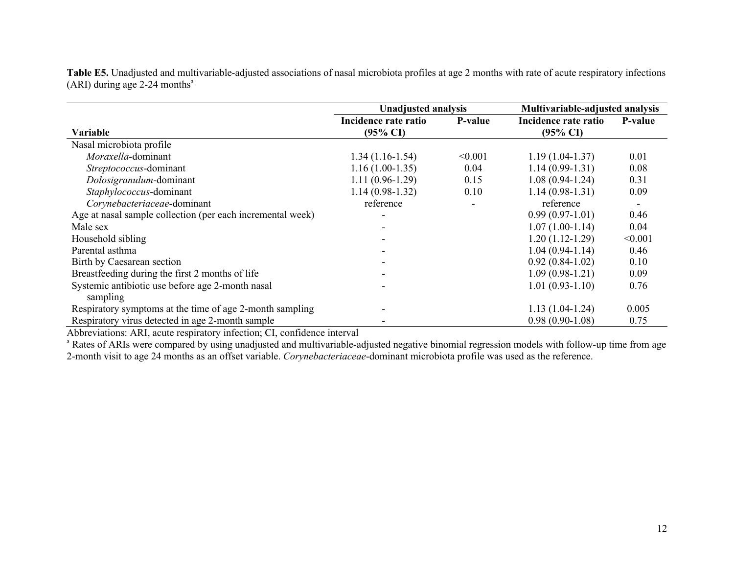**Table E5.** Unadjusted and multivariable-adjusted associations of nasal microbiota profiles at age 2 months with rate of acute respiratory infections (ARI) during age 2-24 months[a]

| Variable | Unadjusted analysis | | Multivariable-adjusted analysis | |
|---|---|---|---|---|
| | Incidence rate ratio (95% CI) | P-value | Incidence rate ratio (95% CI) | P-value |
| Nasal microbiota profile | | | | |
| *Moraxella*-dominant | 1.34 (1.16-1.54) | <0.001 | 1.19 (1.04-1.37) | 0.01 |
| *Streptococcus*-dominant | 1.16 (1.00-1.35) | 0.04 | 1.14 (0.99-1.31) | 0.08 |
| *Dolosigranulum*-dominant | 1.11 (0.96-1.29) | 0.15 | 1.08 (0.94-1.24) | 0.31 |
| *Staphylococcus*-dominant | 1.14 (0.98-1.32) | 0.10 | 1.14 (0.98-1.31) | 0.09 |
| *Corynebacteriaceae*-dominant | reference | - | reference | - |
| Age at nasal sample collection (per each incremental week) | - | | 0.99 (0.97-1.01) | 0.46 |
| Male sex | - | | 1.07 (1.00-1.14) | 0.04 |
| Household sibling | - | | 1.20 (1.12-1.29) | <0.001 |
| Parental asthma | - | | 1.04 (0.94-1.14) | 0.46 |
| Birth by Caesarean section | - | | 0.92 (0.84-1.02) | 0.10 |
| Breastfeeding during the first 2 months of life | - | | 1.09 (0.98-1.21) | 0.09 |
| Systemic antibiotic use before age 2-month nasal sampling | - | | 1.01 (0.93-1.10) | 0.76 |
| Respiratory symptoms at the time of age 2-month sampling | - | | 1.13 (1.04-1.24) | 0.005 |
| Respiratory virus detected in age 2-month sample | - | | 0.98 (0.90-1.08) | 0.75 |

Abbreviations: ARI, acute respiratory infection; CI, confidence interval

[a] Rates of ARIs were compared by using unadjusted and multivariable-adjusted negative binomial regression models with follow-up time from age 2-month visit to age 24 months as an offset variable. *Corynebacteriaceae*-dominant microbiota profile was used as the reference.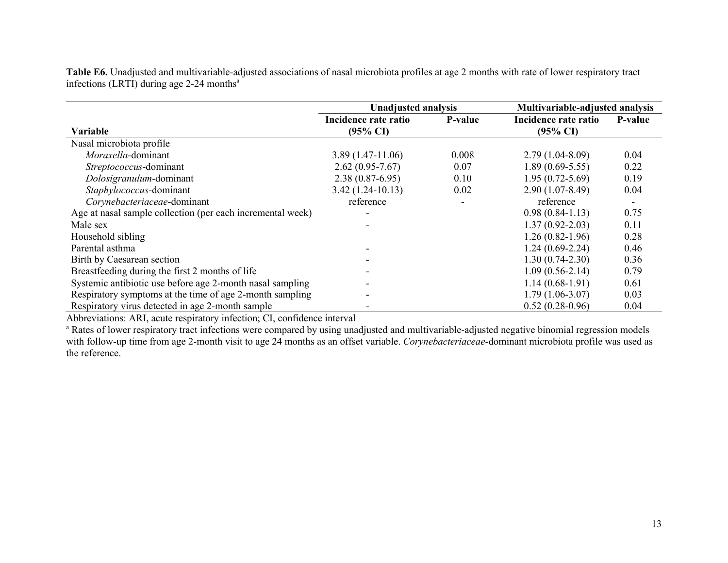**Table E6.** Unadjusted and multivariable-adjusted associations of nasal microbiota profiles at age 2 months with rate of lower respiratory tract infections (LRTI) during age 2-24 months[a]

| | Unadjusted analysis | | Multivariable-adjusted analysis | |
|---|---|---|---|---|
| **Variable** | **Incidence rate ratio (95% CI)** | **P-value** | **Incidence rate ratio (95% CI)** | **P-value** |
| Nasal microbiota profile | | | | |
| *Moraxella*-dominant | 3.89 (1.47-11.06) | 0.008 | 2.79 (1.04-8.09) | 0.04 |
| *Streptococcus*-dominant | 2.62 (0.95-7.67) | 0.07 | 1.89 (0.69-5.55) | 0.22 |
| *Dolosigranulum*-dominant | 2.38 (0.87-6.95) | 0.10 | 1.95 (0.72-5.69) | 0.19 |
| *Staphylococcus*-dominant | 3.42 (1.24-10.13) | 0.02 | 2.90 (1.07-8.49) | 0.04 |
| *Corynebacteriaceae*-dominant | reference | - | reference | - |
| Age at nasal sample collection (per each incremental week) | - | | 0.98 (0.84-1.13) | 0.75 |
| Male sex | - | | 1.37 (0.92-2.03) | 0.11 |
| Household sibling | | | 1.26 (0.82-1.96) | 0.28 |
| Parental asthma | - | | 1.24 (0.69-2.24) | 0.46 |
| Birth by Caesarean section | - | | 1.30 (0.74-2.30) | 0.36 |
| Breastfeeding during the first 2 months of life | - | | 1.09 (0.56-2.14) | 0.79 |
| Systemic antibiotic use before age 2-month nasal sampling | - | | 1.14 (0.68-1.91) | 0.61 |
| Respiratory symptoms at the time of age 2-month sampling | - | | 1.79 (1.06-3.07) | 0.03 |
| Respiratory virus detected in age 2-month sample | - | | 0.52 (0.28-0.96) | 0.04 |

Abbreviations: ARI, acute respiratory infection; CI, confidence interval

[a] Rates of lower respiratory tract infections were compared by using unadjusted and multivariable-adjusted negative binomial regression models with follow-up time from age 2-month visit to age 24 months as an offset variable. *Corynebacteriaceae*-dominant microbiota profile was used as the reference.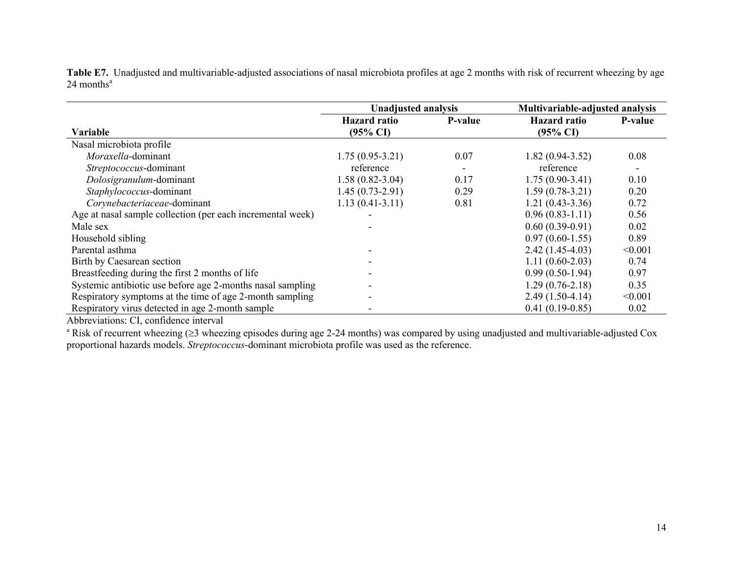**Table E7.** Unadjusted and multivariable-adjusted associations of nasal microbiota profiles at age 2 months with risk of recurrent wheezing by age 24 months[a]

| Variable | Unadjusted analysis | | Multivariable-adjusted analysis | |
|---|---|---|---|---|
| | **Hazard ratio (95% CI)** | **P-value** | **Hazard ratio (95% CI)** | **P-value** |
| Nasal microbiota profile | | | | |
| *Moraxella*-dominant | 1.75 (0.95-3.21) | 0.07 | 1.82 (0.94-3.52) | 0.08 |
| *Streptococcus*-dominant | reference | - | reference | - |
| *Dolosigranulum*-dominant | 1.58 (0.82-3.04) | 0.17 | 1.75 (0.90-3.41) | 0.10 |
| *Staphylococcus*-dominant | 1.45 (0.73-2.91) | 0.29 | 1.59 (0.78-3.21) | 0.20 |
| *Corynebacteriaceae*-dominant | 1.13 (0.41-3.11) | 0.81 | 1.21 (0.43-3.36) | 0.72 |
| Age at nasal sample collection (per each incremental week) | - | | 0.96 (0.83-1.11) | 0.56 |
| Male sex | - | | 0.60 (0.39-0.91) | 0.02 |
| Household sibling | | | 0.97 (0.60-1.55) | 0.89 |
| Parental asthma | - | | 2.42 (1.45-4.03) | <0.001 |
| Birth by Caesarean section | - | | 1.11 (0.60-2.03) | 0.74 |
| Breastfeeding during the first 2 months of life | - | | 0.99 (0.50-1.94) | 0.97 |
| Systemic antibiotic use before age 2-months nasal sampling | - | | 1.29 (0.76-2.18) | 0.35 |
| Respiratory symptoms at the time of age 2-month sampling | - | | 2.49 (1.50-4.14) | <0.001 |
| Respiratory virus detected in age 2-month sample | - | | 0.41 (0.19-0.85) | 0.02 |

Abbreviations: CI, confidence interval

[a] Risk of recurrent wheezing (≥3 wheezing episodes during age 2-24 months) was compared by using unadjusted and multivariable-adjusted Cox proportional hazards models. *Streptococcus*-dominant microbiota profile was used as the reference.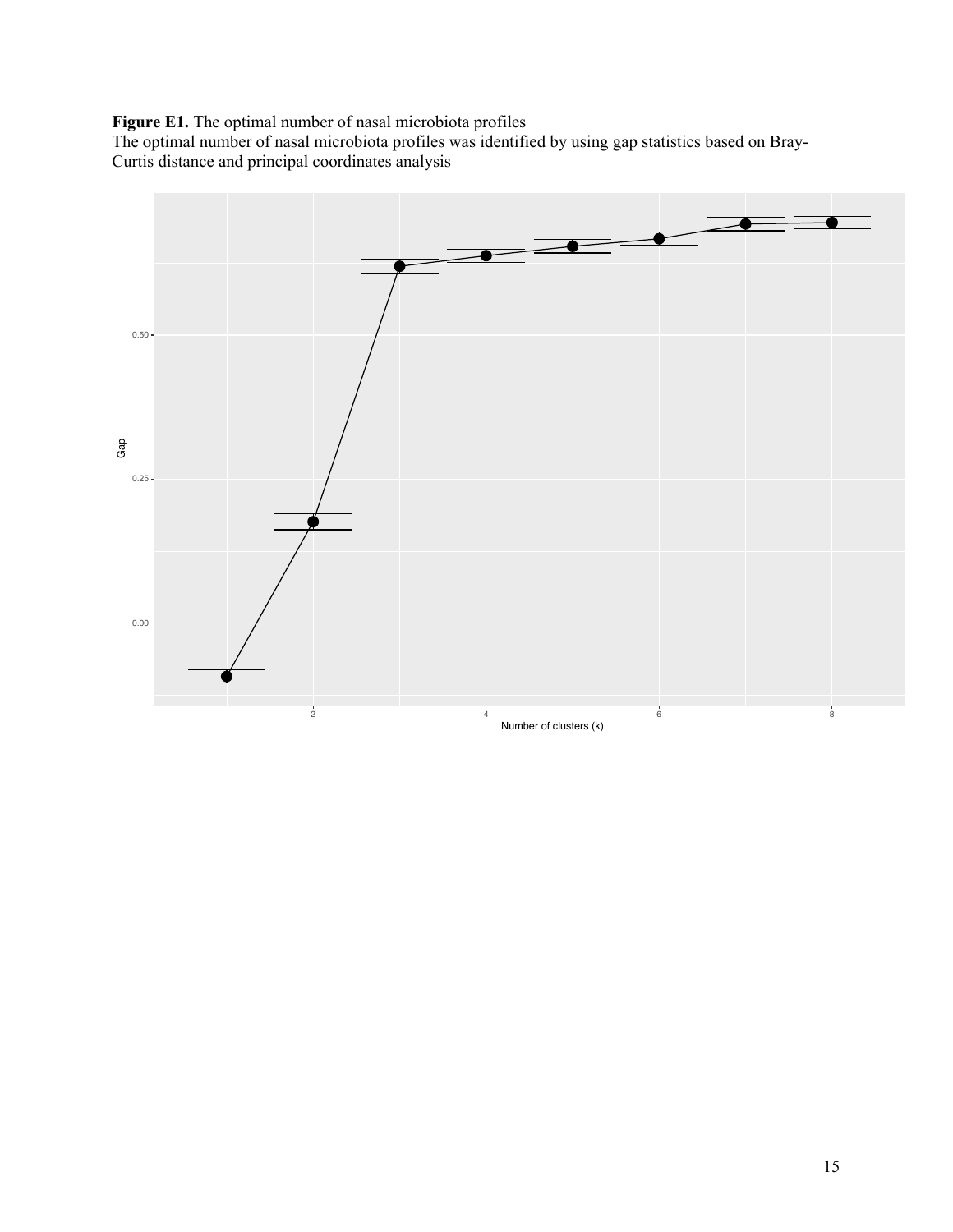**Figure E1.** The optimal number of nasal microbiota profiles

The optimal number of nasal microbiota profiles was identified by using gap statistics based on Bray-Curtis distance and principal coordinates analysis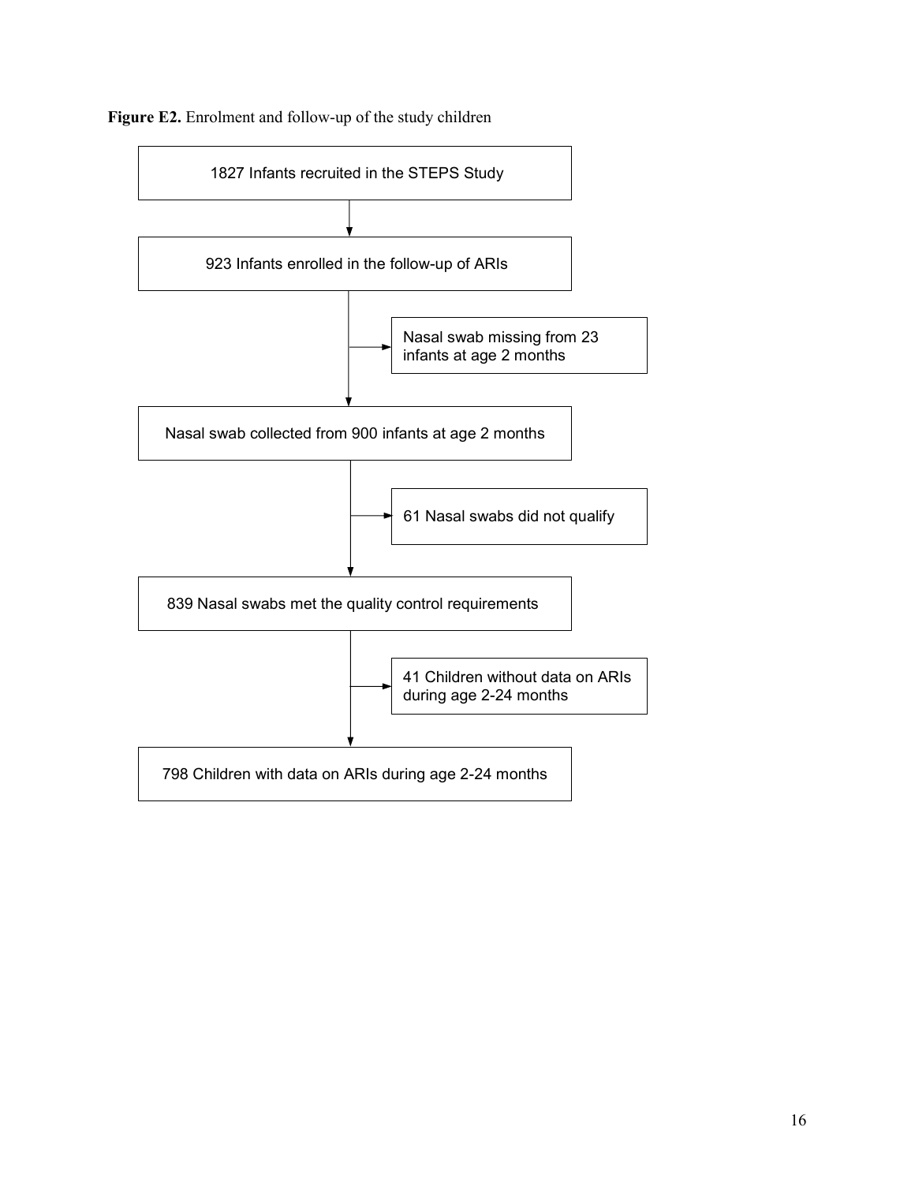**Figure E2.** Enrolment and follow-up of the study children

1827 Infants recruited in the STEPS Study

↓

923 Infants enrolled in the follow-up of ARIs

→ Nasal swab missing from 23 infants at age 2 months

↓

Nasal swab collected from 900 infants at age 2 months

→ 61 Nasal swabs did not qualify

↓

839 Nasal swabs met the quality control requirements

→ 41 Children without data on ARIs during age 2-24 months

↓

798 Children with data on ARIs during age 2-24 months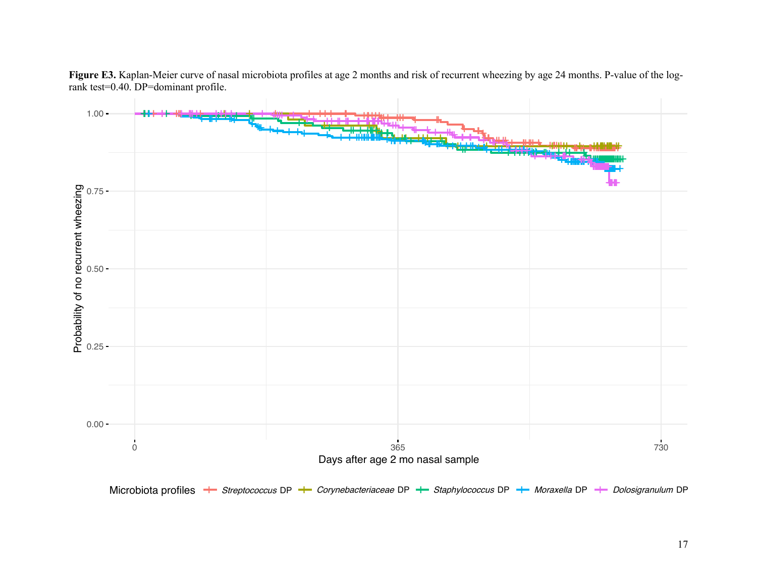**Figure E3.** Kaplan-Meier curve of nasal microbiota profiles at age 2 months and risk of recurrent wheezing by age 24 months. P-value of the log-rank test=0.40. DP=dominant profile.

Probability of no recurrent wheezing

1.00
0.75
0.50
0.25
0.00

0
365
730

Days after age 2 mo nasal sample

Microbiota profiles *Streptococcus* DP *Corynebacteriaceae* DP *Staphylococcus* DP *Moraxella* DP *Dolosigranulum* DP